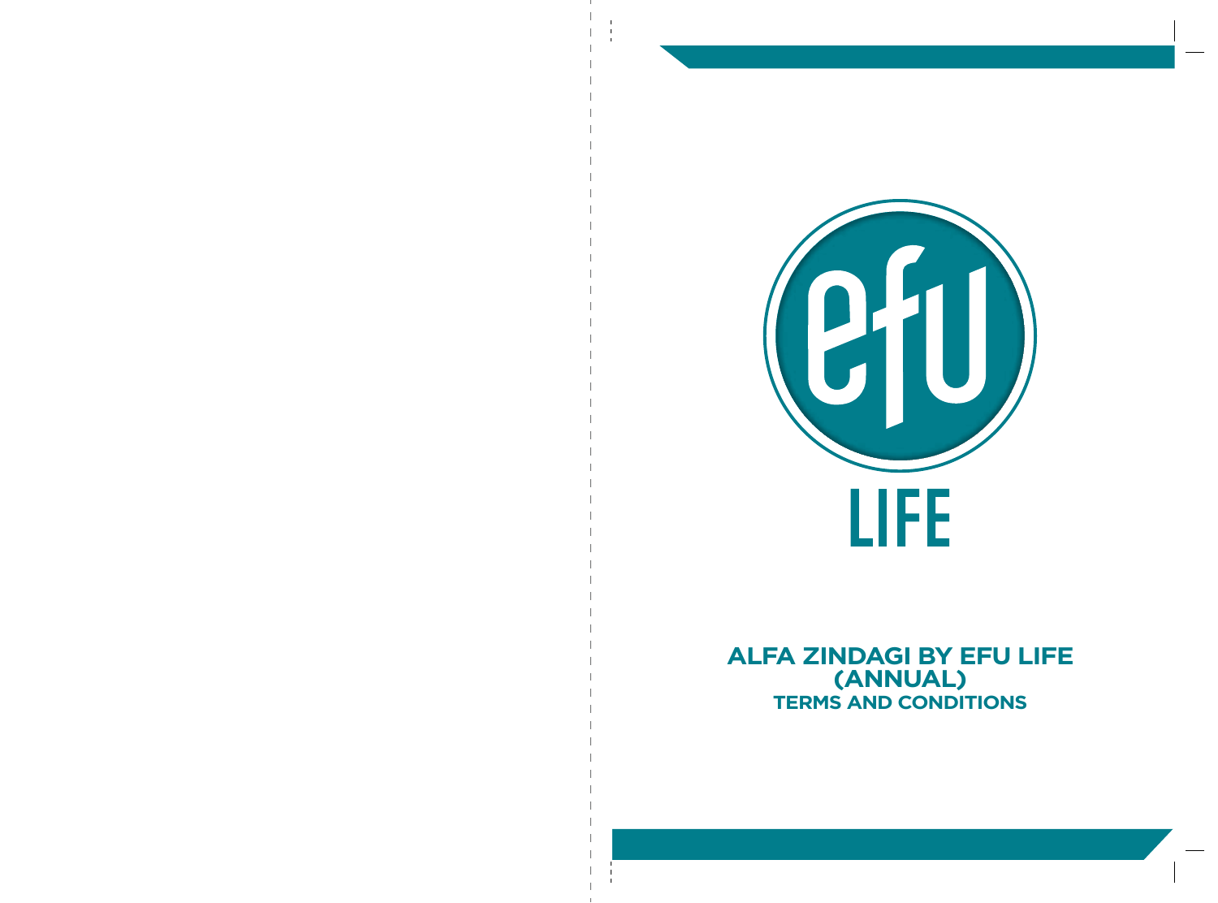efu

LIFE

# ALFA ZINDAGI BY EFU LIFE (ANNUAL)

## TERMS AND CONDITIONS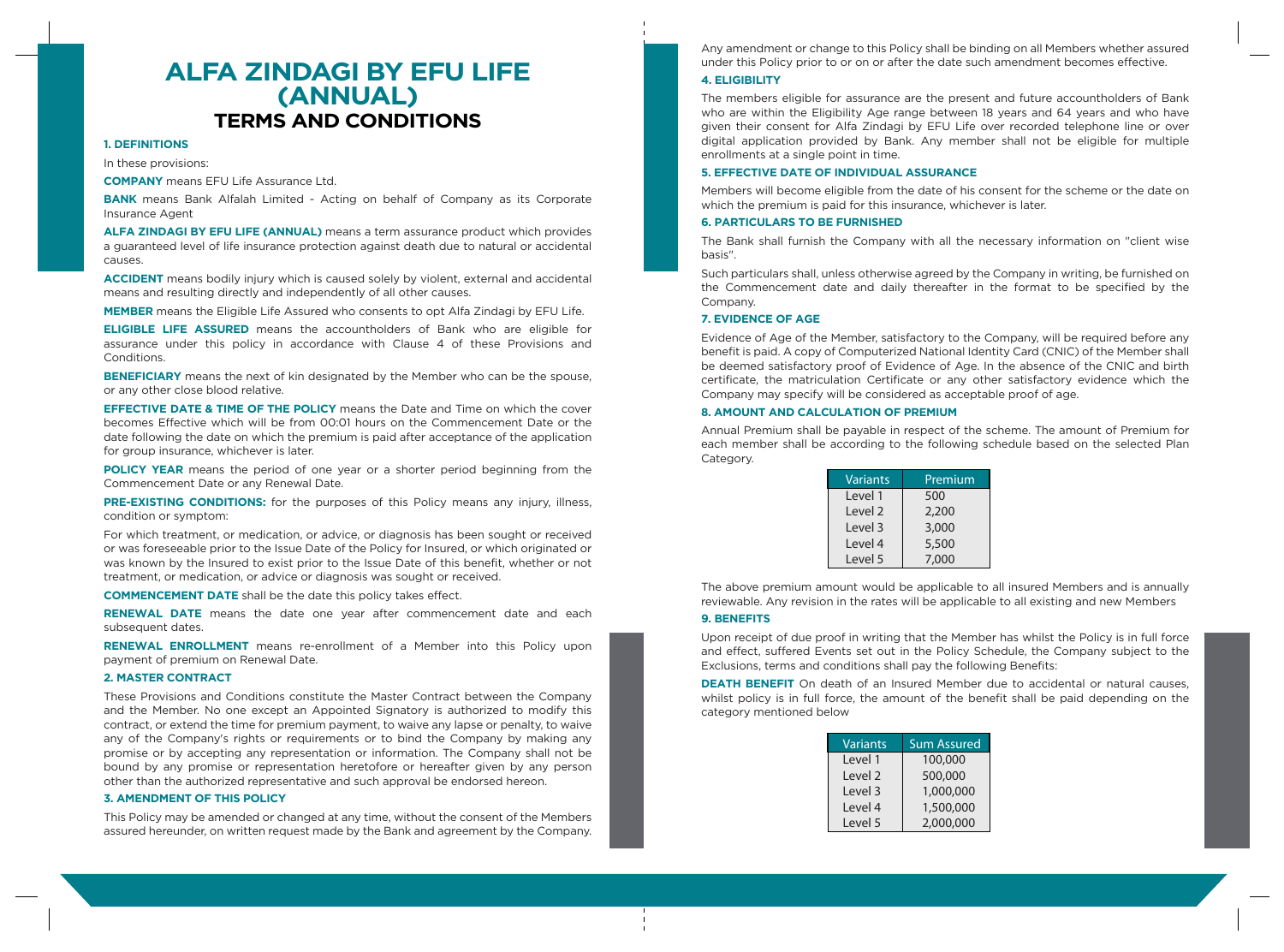# ALFA ZINDAGI BY EFU LIFE (ANNUAL)

## TERMS AND CONDITIONS

### 1. DEFINITIONS

In these provisions:

**COMPANY** means EFU Life Assurance Ltd.

**BANK** means Bank Alfalah Limited - Acting on behalf of Company as its Corporate Insurance Agent

**ALFA ZINDAGI BY EFU LIFE (ANNUAL)** means a term assurance product which provides a guaranteed level of life insurance protection against death due to natural or accidental causes.

**ACCIDENT** means bodily injury which is caused solely by violent, external and accidental means and resulting directly and independently of all other causes.

**MEMBER** means the Eligible Life Assured who consents to opt Alfa Zindagi by EFU Life.

**ELIGIBLE LIFE ASSURED** means the accountholders of Bank who are eligible for assurance under this policy in accordance with Clause 4 of these Provisions and Conditions.

**BENEFICIARY** means the next of kin designated by the Member who can be the spouse, or any other close blood relative.

**EFFECTIVE DATE & TIME OF THE POLICY** means the Date and Time on which the cover becomes Effective which will be from 00:01 hours on the Commencement Date or the date following the date on which the premium is paid after acceptance of the application for group insurance, whichever is later.

**POLICY YEAR** means the period of one year or a shorter period beginning from the Commencement Date or any Renewal Date.

**PRE-EXISTING CONDITIONS:** for the purposes of this Policy means any injury, illness, condition or symptom:

For which treatment, or medication, or advice, or diagnosis has been sought or received or was foreseeable prior to the Issue Date of the Policy for Insured, or which originated or was known by the Insured to exist prior to the Issue Date of this benefit, whether or not treatment, or medication, or advice or diagnosis was sought or received.

**COMMENCEMENT DATE** shall be the date this policy takes effect.

**RENEWAL DATE** means the date one year after commencement date and each subsequent dates.

**RENEWAL ENROLLMENT** means re-enrollment of a Member into this Policy upon payment of premium on Renewal Date.

### 2. MASTER CONTRACT

These Provisions and Conditions constitute the Master Contract between the Company and the Member. No one except an Appointed Signatory is authorized to modify this contract, or extend the time for premium payment, to waive any lapse or penalty, to waive any of the Company's rights or requirements or to bind the Company by making any promise or by accepting any representation or information. The Company shall not be bound by any promise or representation heretofore or hereafter given by any person other than the authorized representative and such approval be endorsed hereon.

### 3. AMENDMENT OF THIS POLICY

This Policy may be amended or changed at any time, without the consent of the Members assured hereunder, on written request made by the Bank and agreement by the Company. Any amendment or change to this Policy shall be binding on all Members whether assured under this Policy prior to or on or after the date such amendment becomes effective.

### 4. ELIGIBILITY

The members eligible for assurance are the present and future accountholders of Bank who are within the Eligibility Age range between 18 years and 64 years and who have given their consent for Alfa Zindagi by EFU Life over recorded telephone line or over digital application provided by Bank. Any member shall not be eligible for multiple enrollments at a single point in time.

### 5. EFFECTIVE DATE OF INDIVIDUAL ASSURANCE

Members will become eligible from the date of his consent for the scheme or the date on which the premium is paid for this insurance, whichever is later.

### 6. PARTICULARS TO BE FURNISHED

The Bank shall furnish the Company with all the necessary information on "client wise basis".

Such particulars shall, unless otherwise agreed by the Company in writing, be furnished on the Commencement date and daily thereafter in the format to be specified by the Company.

### 7. EVIDENCE OF AGE

Evidence of Age of the Member, satisfactory to the Company, will be required before any benefit is paid. A copy of Computerized National Identity Card (CNIC) of the Member shall be deemed satisfactory proof of Evidence of Age. In the absence of the CNIC and birth certificate, the matriculation Certificate or any other satisfactory evidence which the Company may specify will be considered as acceptable proof of age.

### 8. AMOUNT AND CALCULATION OF PREMIUM

Annual Premium shall be payable in respect of the scheme. The amount of Premium for each member shall be according to the following schedule based on the selected Plan Category.

| Variants | Premium |
|---|---|
| Level 1 | 500 |
| Level 2 | 2,200 |
| Level 3 | 3,000 |
| Level 4 | 5,500 |
| Level 5 | 7,000 |

The above premium amount would be applicable to all insured Members and is annually reviewable. Any revision in the rates will be applicable to all existing and new Members

### 9. BENEFITS

Upon receipt of due proof in writing that the Member has whilst the Policy is in full force and effect, suffered Events set out in the Policy Schedule, the Company subject to the Exclusions, terms and conditions shall pay the following Benefits:

**DEATH BENEFIT** On death of an Insured Member due to accidental or natural causes, whilst policy is in full force, the amount of the benefit shall be paid depending on the category mentioned below

| Variants | Sum Assured |
|---|---|
| Level 1 | 100,000 |
| Level 2 | 500,000 |
| Level 3 | 1,000,000 |
| Level 4 | 1,500,000 |
| Level 5 | 2,000,000 |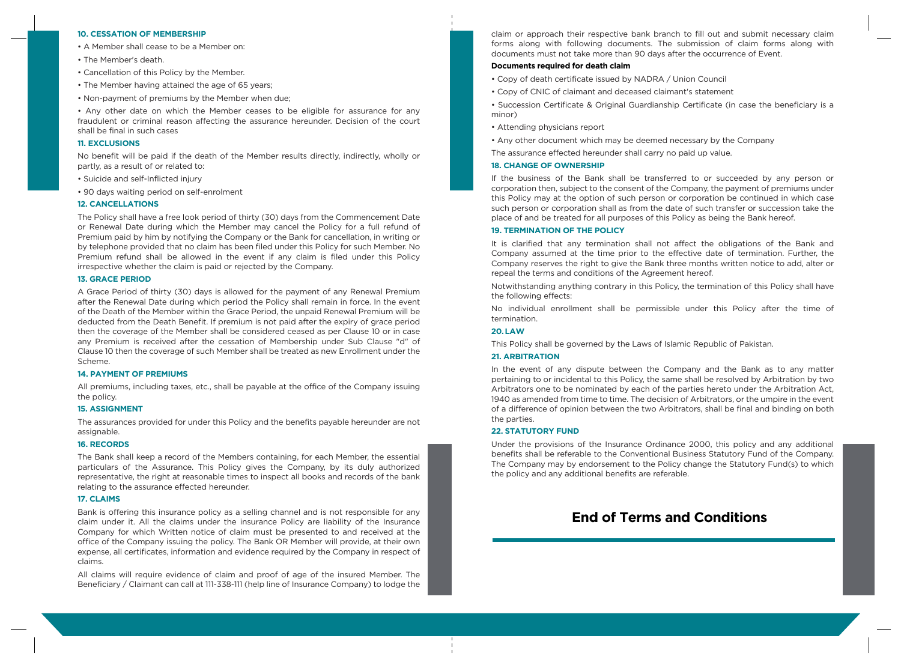## 10. CESSATION OF MEMBERSHIP

- A Member shall cease to be a Member on:
- The Member's death.
- Cancellation of this Policy by the Member.
- The Member having attained the age of 65 years;
- Non-payment of premiums by the Member when due;
- Any other date on which the Member ceases to be eligible for assurance for any fraudulent or criminal reason affecting the assurance hereunder. Decision of the court shall be final in such cases

## 11. EXCLUSIONS

No benefit will be paid if the death of the Member results directly, indirectly, wholly or partly, as a result of or related to:

- Suicide and self-Inflicted injury
- 90 days waiting period on self-enrolment

## 12. CANCELLATIONS

The Policy shall have a free look period of thirty (30) days from the Commencement Date or Renewal Date during which the Member may cancel the Policy for a full refund of Premium paid by him by notifying the Company or the Bank for cancellation, in writing or by telephone provided that no claim has been filed under this Policy for such Member. No Premium refund shall be allowed in the event if any claim is filed under this Policy irrespective whether the claim is paid or rejected by the Company.

## 13. GRACE PERIOD

A Grace Period of thirty (30) days is allowed for the payment of any Renewal Premium after the Renewal Date during which period the Policy shall remain in force. In the event of the Death of the Member within the Grace Period, the unpaid Renewal Premium will be deducted from the Death Benefit. If premium is not paid after the expiry of grace period then the coverage of the Member shall be considered ceased as per Clause 10 or in case any Premium is received after the cessation of Membership under Sub Clause "d" of Clause 10 then the coverage of such Member shall be treated as new Enrollment under the Scheme.

## 14. PAYMENT OF PREMIUMS

All premiums, including taxes, etc., shall be payable at the office of the Company issuing the policy.

## 15. ASSIGNMENT

The assurances provided for under this Policy and the benefits payable hereunder are not assignable.

## 16. RECORDS

The Bank shall keep a record of the Members containing, for each Member, the essential particulars of the Assurance. This Policy gives the Company, by its duly authorized representative, the right at reasonable times to inspect all books and records of the bank relating to the assurance effected hereunder.

## 17. CLAIMS

Bank is offering this insurance policy as a selling channel and is not responsible for any claim under it. All the claims under the insurance Policy are liability of the Insurance Company for which Written notice of claim must be presented to and received at the office of the Company issuing the policy. The Bank OR Member will provide, at their own expense, all certificates, information and evidence required by the Company in respect of claims.

All claims will require evidence of claim and proof of age of the insured Member. The Beneficiary / Claimant can call at 111-338-111 (help line of Insurance Company) to lodge the claim or approach their respective bank branch to fill out and submit necessary claim forms along with following documents. The submission of claim forms along with documents must not take more than 90 days after the occurrence of Event.

**Documents required for death claim**

- Copy of death certificate issued by NADRA / Union Council
- Copy of CNIC of claimant and deceased claimant's statement
- Succession Certificate & Original Guardianship Certificate (in case the beneficiary is a minor)
- Attending physicians report
- Any other document which may be deemed necessary by the Company

The assurance effected hereunder shall carry no paid up value.

## 18. CHANGE OF OWNERSHIP

If the business of the Bank shall be transferred to or succeeded by any person or corporation then, subject to the consent of the Company, the payment of premiums under this Policy may at the option of such person or corporation be continued in which case such person or corporation shall as from the date of such transfer or succession take the place of and be treated for all purposes of this Policy as being the Bank hereof.

## 19. TERMINATION OF THE POLICY

It is clarified that any termination shall not affect the obligations of the Bank and Company assumed at the time prior to the effective date of termination. Further, the Company reserves the right to give the Bank three months written notice to add, alter or repeal the terms and conditions of the Agreement hereof.

Notwithstanding anything contrary in this Policy, the termination of this Policy shall have the following effects:

No individual enrollment shall be permissible under this Policy after the time of termination.

## 20. LAW

This Policy shall be governed by the Laws of Islamic Republic of Pakistan.

## 21. ARBITRATION

In the event of any dispute between the Company and the Bank as to any matter pertaining to or incidental to this Policy, the same shall be resolved by Arbitration by two Arbitrators one to be nominated by each of the parties hereto under the Arbitration Act, 1940 as amended from time to time. The decision of Arbitrators, or the umpire in the event of a difference of opinion between the two Arbitrators, shall be final and binding on both the parties.

## 22. STATUTORY FUND

Under the provisions of the Insurance Ordinance 2000, this policy and any additional benefits shall be referable to the Conventional Business Statutory Fund of the Company. The Company may by endorsement to the Policy change the Statutory Fund(s) to which the policy and any additional benefits are referable.

# End of Terms and Conditions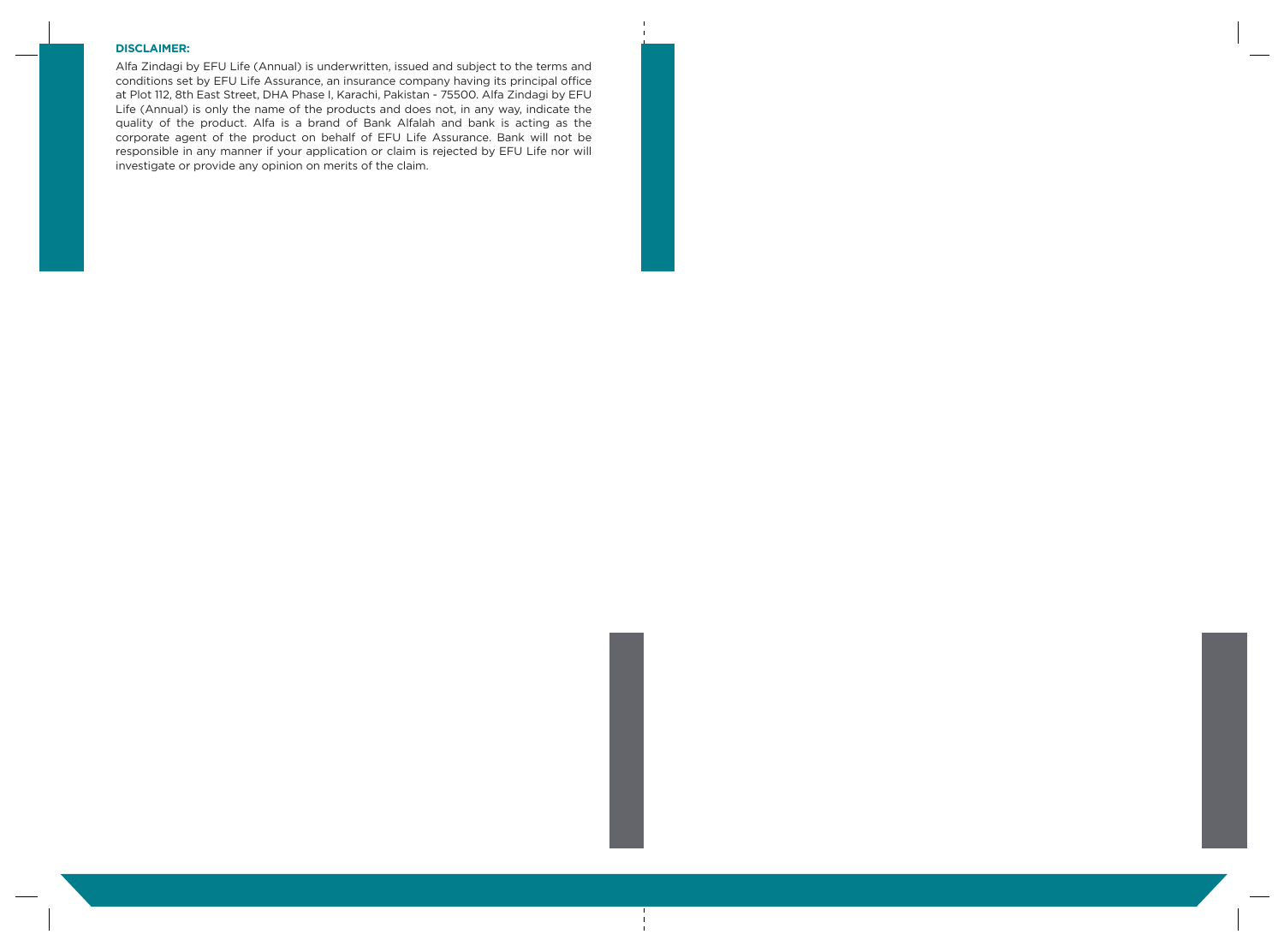**DISCLAIMER:**

Alfa Zindagi by EFU Life (Annual) is underwritten, issued and subject to the terms and conditions set by EFU Life Assurance, an insurance company having its principal office at Plot 112, 8th East Street, DHA Phase I, Karachi, Pakistan - 75500. Alfa Zindagi by EFU Life (Annual) is only the name of the products and does not, in any way, indicate the quality of the product. Alfa is a brand of Bank Alfalah and bank is acting as the corporate agent of the product on behalf of EFU Life Assurance. Bank will not be responsible in any manner if your application or claim is rejected by EFU Life nor will investigate or provide any opinion on merits of the claim.